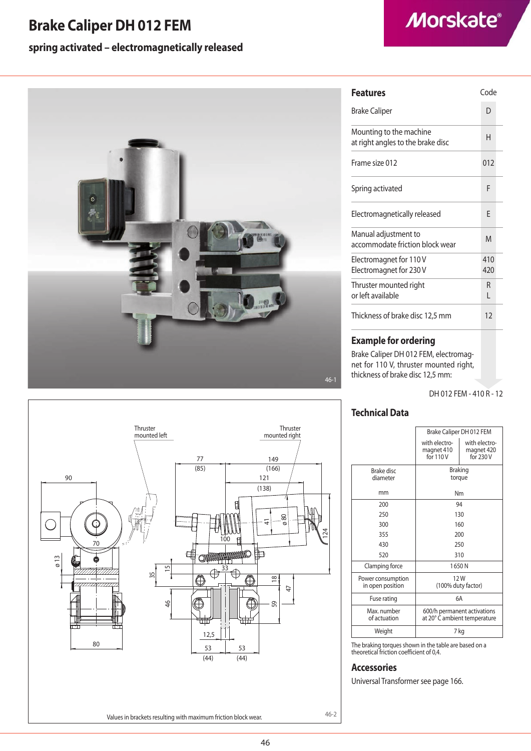# Brake Caliper DH 012 FEM

## spring activated – electromagnetically released

46-1

Values in brackets resulting with maximum friction block wear.

46-2

## Features

| Features | Code |
|---|---|
| Brake Caliper | D |
| Mounting to the machine at right angles to the brake disc | H |
| Frame size 012 | 012 |
| Spring activated | F |
| Electromagnetically released | E |
| Manual adjustment to accommodate friction block wear | M |
| Electromagnet for 110 V<br>Electromagnet for 230 V | 410<br>420 |
| Thruster mounted right<br>or left available | R<br>L |
| Thickness of brake disc 12,5 mm | 12 |

## Example for ordering

Brake Caliper DH 012 FEM, electromagnet for 110 V, thruster mounted right, thickness of brake disc 12,5 mm:

DH 012 FEM - 410 R - 12

## Technical Data

| | Brake Caliper DH 012 FEM | |
|---|---|---|
| | with electro-magnet 410 for 110 V | with electro-magnet 420 for 230 V |
| Brake disc diameter mm | Braking torque Nm | |
| 200 | 94 | |
| 250 | 130 | |
| 300 | 160 | |
| 355 | 200 | |
| 430 | 250 | |
| 520 | 310 | |
| Clamping force | 1 650 N | |
| Power consumption in open position | 12 W (100% duty factor) | |
| Fuse rating | 6A | |
| Max. number of actuation | 600/h permanent activations at 20° C ambient temperature | |
| Weight | 7 kg | |

The braking torques shown in the table are based on a theoretical friction coefficient of 0,4.

## Accessories

Universal Transformer see page 166.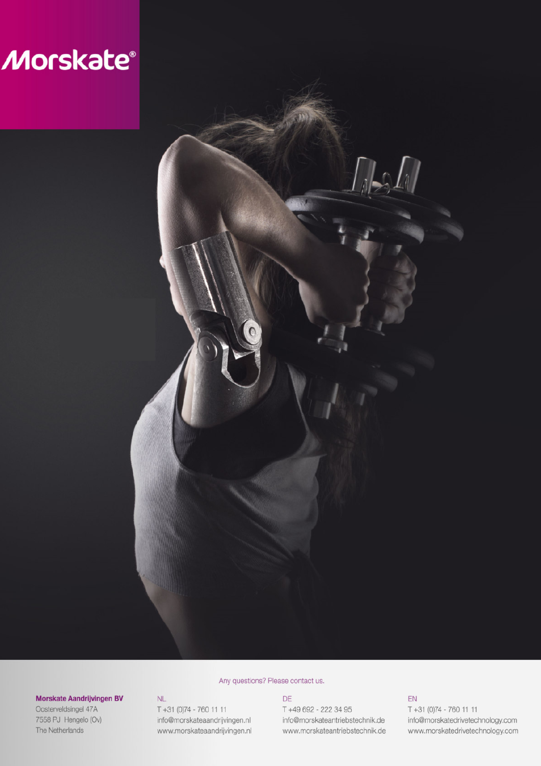Morskate®

Any questions? Please contact us.

**Morskate Aandrijvingen BV**
Oosterveldsingel 47A
7558 PJ Hengelo (Ov)
The Netherlands

NL
T +31 (0)74 - 760 11 11
info@morskateaandrijvingen.nl
www.morskateaandrijvingen.nl

DE
T +49 692 - 222 34 95
info@morskateantriebstechnik.de
www.morskateantriebstechnik.de

EN
T +31 (0)74 - 760 11 11
info@morskatedrivetechnology.com
www.morskatedrivetechnology.com